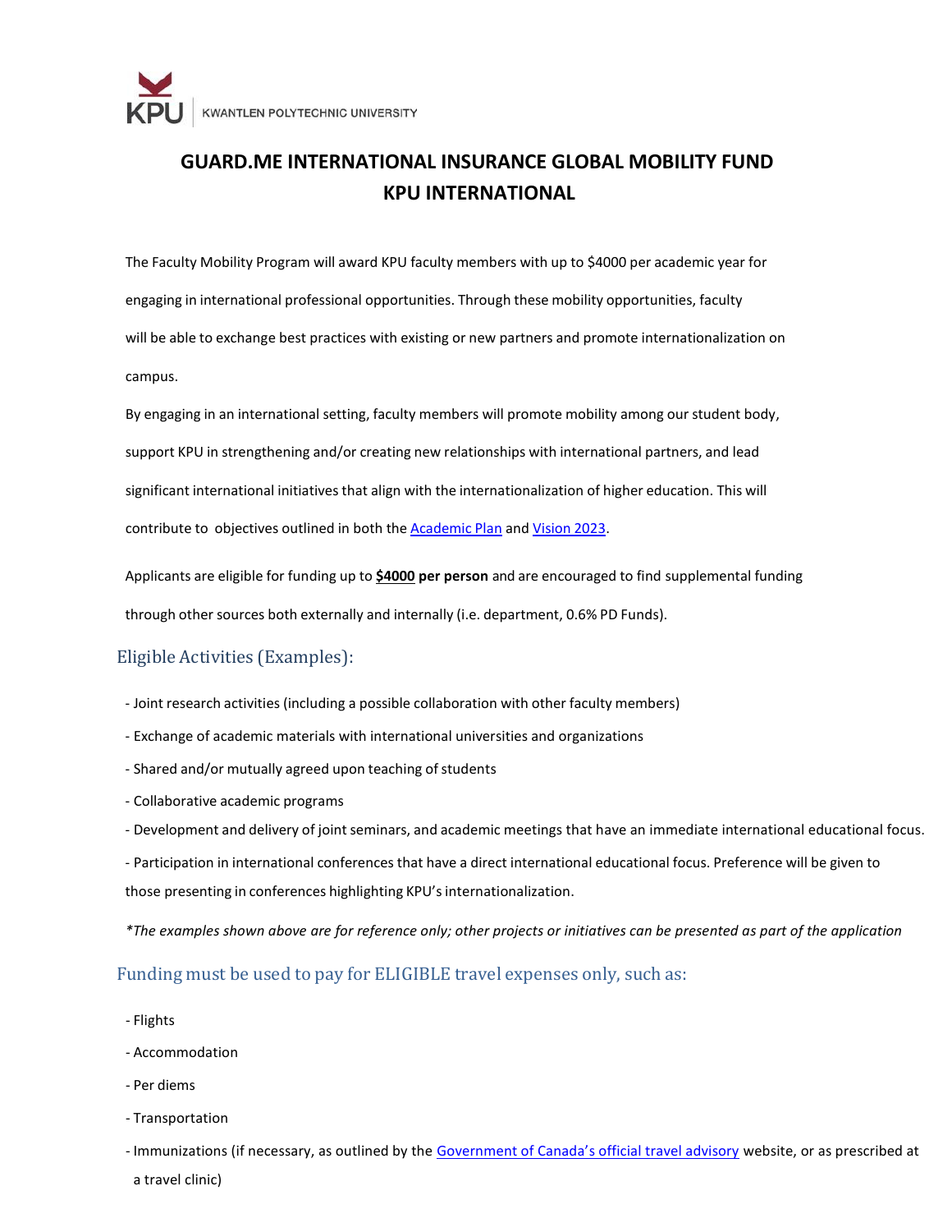KPU | KWANTLEN POLYTECHNIC UNIVERSITY

# GUARD.ME INTERNATIONAL INSURANCE GLOBAL MOBILITY FUND
# KPU INTERNATIONAL

The Faculty Mobility Program will award KPU faculty members with up to $4000 per academic year for engaging in international professional opportunities. Through these mobility opportunities, faculty will be able to exchange best practices with existing or new partners and promote internationalization on campus.

By engaging in an international setting, faculty members will promote mobility among our student body, support KPU in strengthening and/or creating new relationships with international partners, and lead significant international initiatives that align with the internationalization of higher education. This will contribute to objectives outlined in both the [Academic Plan](#) and [Vision 2023](#).

Applicants are eligible for funding up to **$4000 per person** and are encouraged to find supplemental funding through other sources both externally and internally (i.e. department, 0.6% PD Funds).

## Eligible Activities (Examples):

- Joint research activities (including a possible collaboration with other faculty members)
- Exchange of academic materials with international universities and organizations
- Shared and/or mutually agreed upon teaching of students
- Collaborative academic programs
- Development and delivery of joint seminars, and academic meetings that have an immediate international educational focus.
- Participation in international conferences that have a direct international educational focus. Preference will be given to those presenting in conferences highlighting KPU's internationalization.

*\*The examples shown above are for reference only; other projects or initiatives can be presented as part of the application*

## Funding must be used to pay for ELIGIBLE travel expenses only, such as:

- Flights
- Accommodation
- Per diems
- Transportation
- Immunizations (if necessary, as outlined by the [Government of Canada's official travel advisory](#) website, or as prescribed at a travel clinic)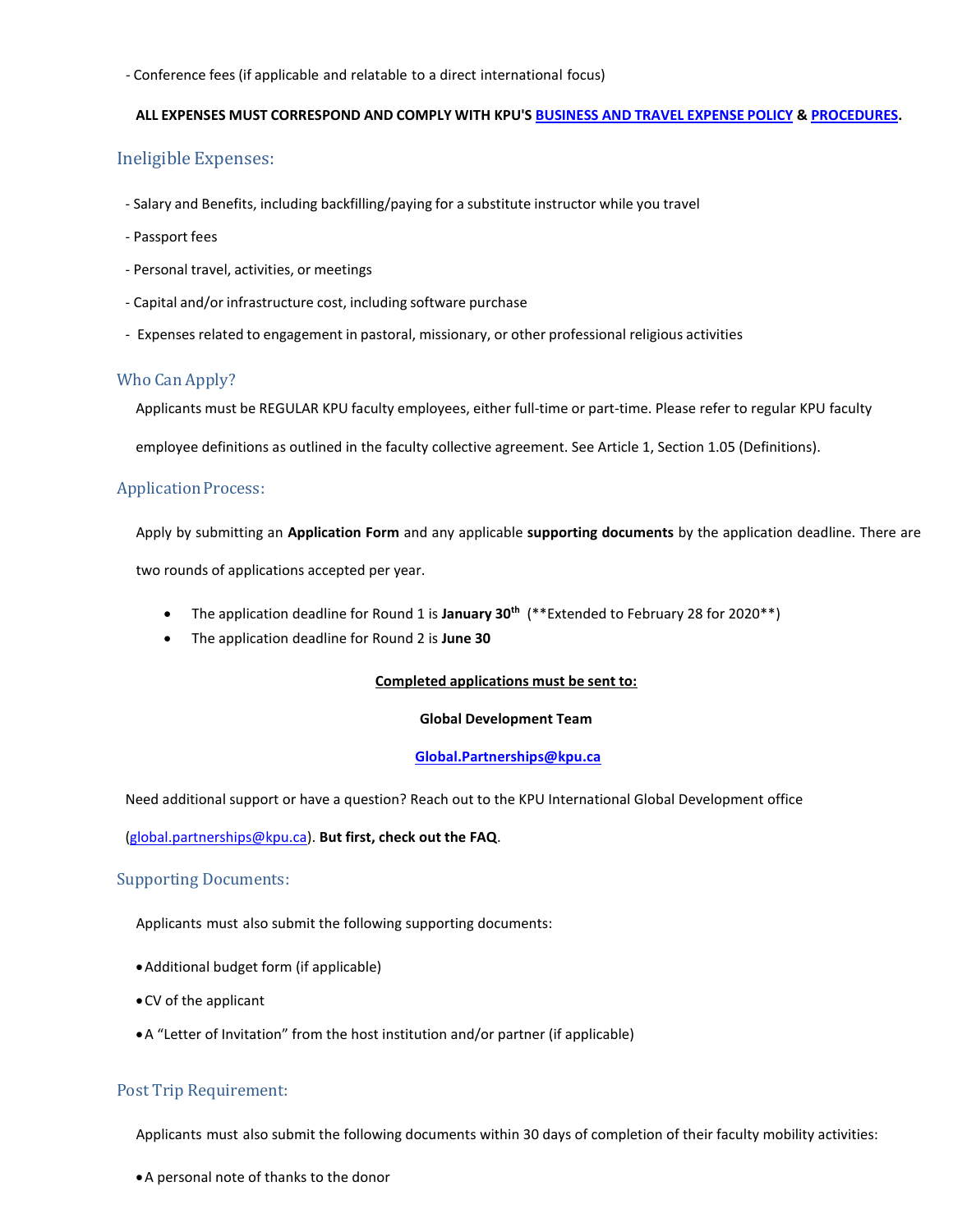- Conference fees (if applicable and relatable to a direct international focus)

**ALL EXPENSES MUST CORRESPOND AND COMPLY WITH KPU'S BUSINESS AND TRAVEL EXPENSE POLICY & PROCEDURES.**

## Ineligible Expenses:

- Salary and Benefits, including backfilling/paying for a substitute instructor while you travel
- Passport fees
- Personal travel, activities, or meetings
- Capital and/or infrastructure cost, including software purchase
- Expenses related to engagement in pastoral, missionary, or other professional religious activities

## Who Can Apply?

Applicants must be REGULAR KPU faculty employees, either full-time or part-time. Please refer to regular KPU faculty employee definitions as outlined in the faculty collective agreement. See Article 1, Section 1.05 (Definitions).

## Application Process:

Apply by submitting an **Application Form** and any applicable **supporting documents** by the application deadline. There are two rounds of applications accepted per year.

- The application deadline for Round 1 is **January 30th** (**Extended to February 28 for 2020**)
- The application deadline for Round 2 is **June 30**

**Completed applications must be sent to:**

**Global Development Team**

**Global.Partnerships@kpu.ca**

Need additional support or have a question? Reach out to the KPU International Global Development office (global.partnerships@kpu.ca). **But first, check out the FAQ**.

## Supporting Documents:

Applicants must also submit the following supporting documents:

- Additional budget form (if applicable)
- CV of the applicant
- A "Letter of Invitation" from the host institution and/or partner (if applicable)

## Post Trip Requirement:

Applicants must also submit the following documents within 30 days of completion of their faculty mobility activities:

- A personal note of thanks to the donor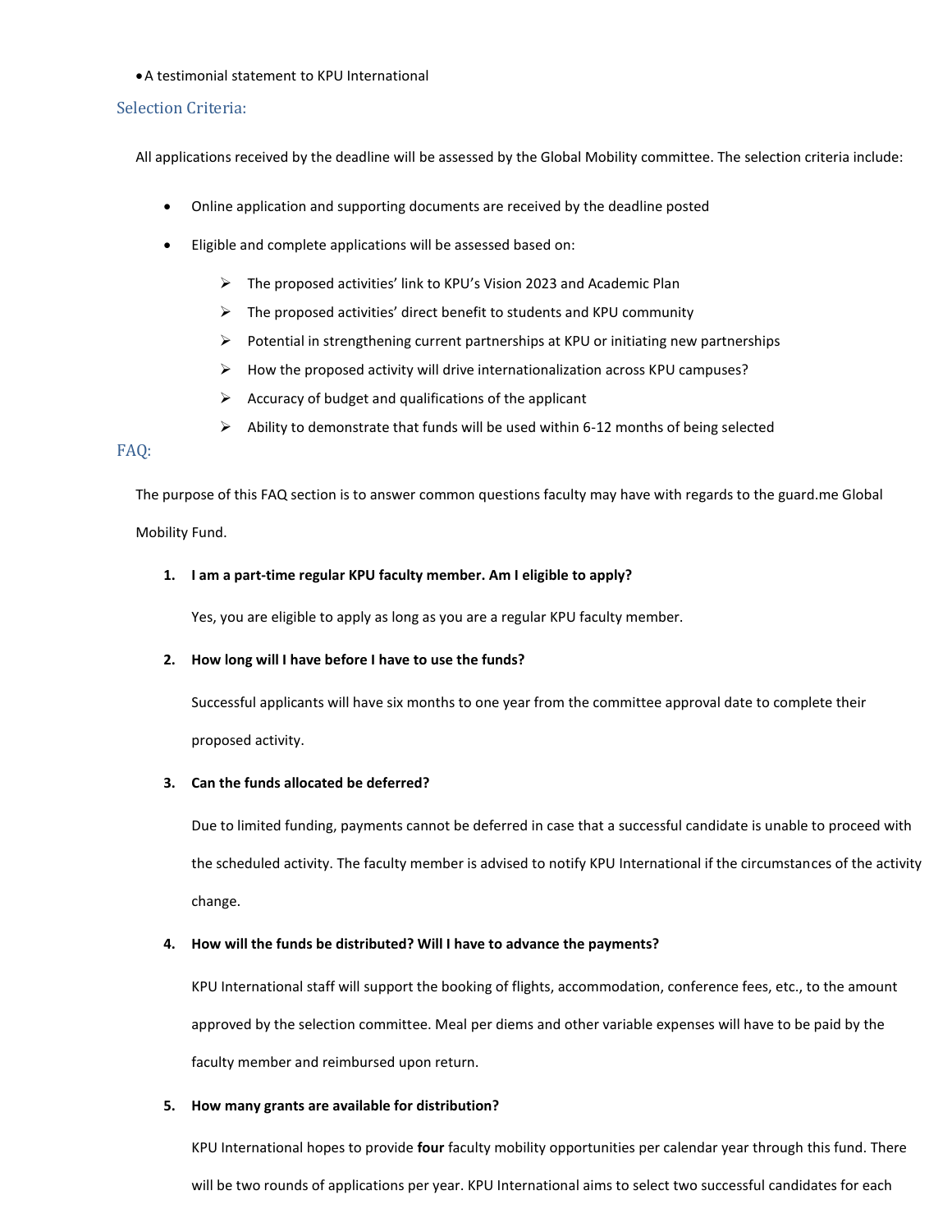- A testimonial statement to KPU International

## Selection Criteria:

All applications received by the deadline will be assessed by the Global Mobility committee. The selection criteria include:

- Online application and supporting documents are received by the deadline posted
- Eligible and complete applications will be assessed based on:
  - The proposed activities' link to KPU's Vision 2023 and Academic Plan
  - The proposed activities' direct benefit to students and KPU community
  - Potential in strengthening current partnerships at KPU or initiating new partnerships
  - How the proposed activity will drive internationalization across KPU campuses?
  - Accuracy of budget and qualifications of the applicant
  - Ability to demonstrate that funds will be used within 6-12 months of being selected

## FAQ:

The purpose of this FAQ section is to answer common questions faculty may have with regards to the guard.me Global Mobility Fund.

1. **I am a part-time regular KPU faculty member. Am I eligible to apply?**

   Yes, you are eligible to apply as long as you are a regular KPU faculty member.

2. **How long will I have before I have to use the funds?**

   Successful applicants will have six months to one year from the committee approval date to complete their proposed activity.

3. **Can the funds allocated be deferred?**

   Due to limited funding, payments cannot be deferred in case that a successful candidate is unable to proceed with the scheduled activity. The faculty member is advised to notify KPU International if the circumstances of the activity change.

4. **How will the funds be distributed? Will I have to advance the payments?**

   KPU International staff will support the booking of flights, accommodation, conference fees, etc., to the amount approved by the selection committee. Meal per diems and other variable expenses will have to be paid by the faculty member and reimbursed upon return.

5. **How many grants are available for distribution?**

   KPU International hopes to provide **four** faculty mobility opportunities per calendar year through this fund. There will be two rounds of applications per year. KPU International aims to select two successful candidates for each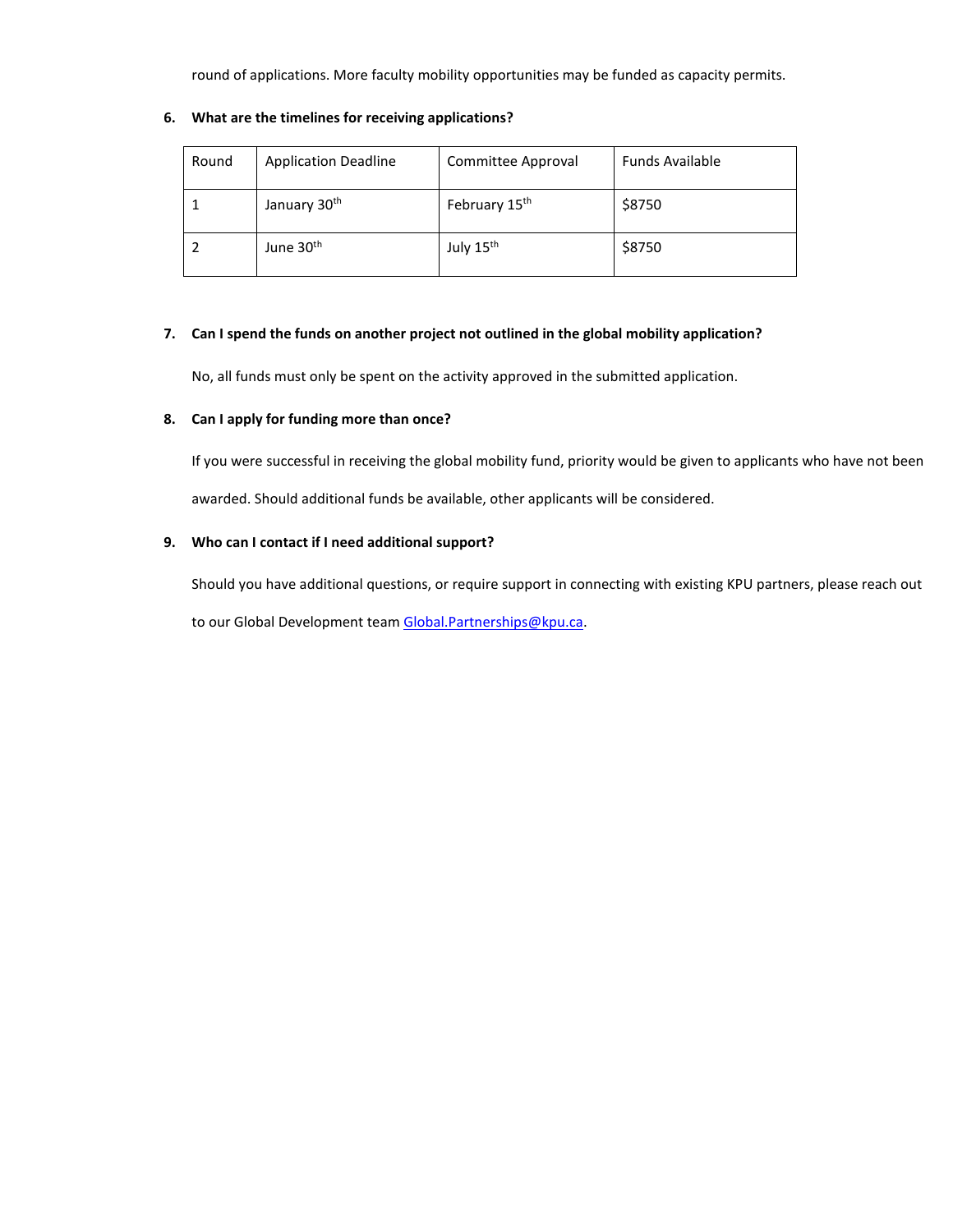round of applications. More faculty mobility opportunities may be funded as capacity permits.

**6. What are the timelines for receiving applications?**

| Round | Application Deadline | Committee Approval | Funds Available |
|---|---|---|---|
| 1 | January 30th | February 15th | $8750 |
| 2 | June 30th | July 15th | $8750 |

**7. Can I spend the funds on another project not outlined in the global mobility application?**

No, all funds must only be spent on the activity approved in the submitted application.

**8. Can I apply for funding more than once?**

If you were successful in receiving the global mobility fund, priority would be given to applicants who have not been awarded. Should additional funds be available, other applicants will be considered.

**9. Who can I contact if I need additional support?**

Should you have additional questions, or require support in connecting with existing KPU partners, please reach out to our Global Development team Global.Partnerships@kpu.ca.